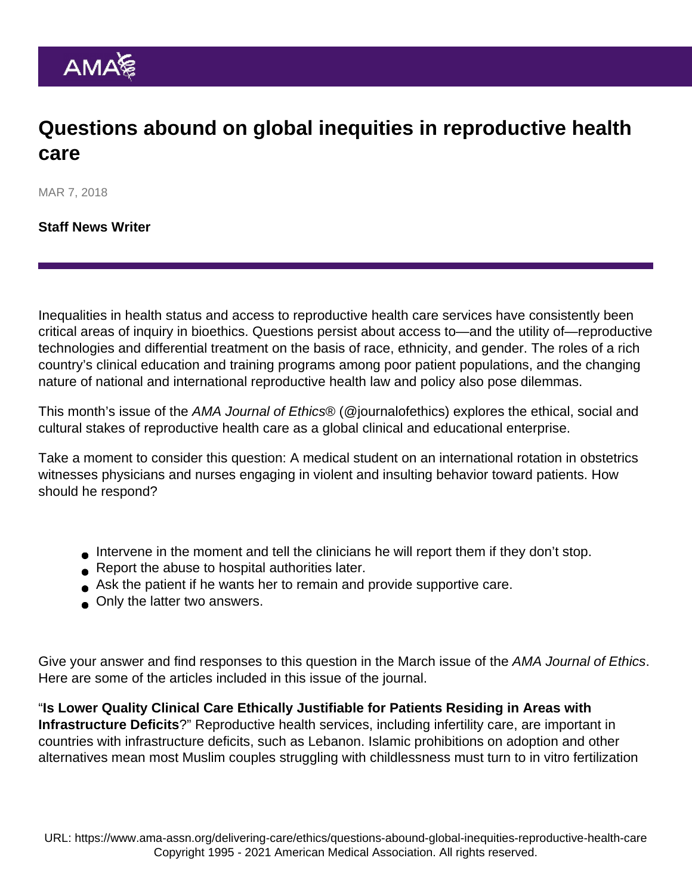# Questions abound on global inequities in reproductive health care

MAR 7, 2018

**Staff News Writer**

Inequalities in health status and access to reproductive health care services have consistently been critical areas of inquiry in bioethics. Questions persist about access to—and the utility of—reproductive technologies and differential treatment on the basis of race, ethnicity, and gender. The roles of a rich country's clinical education and training programs among poor patient populations, and the changing nature of national and international reproductive health law and policy also pose dilemmas.

This month's issue of the *AMA Journal of Ethics*® (@journalofethics) explores the ethical, social and cultural stakes of reproductive health care as a global clinical and educational enterprise.

Take a moment to consider this question: A medical student on an international rotation in obstetrics witnesses physicians and nurses engaging in violent and insulting behavior toward patients. How should he respond?

- Intervene in the moment and tell the clinicians he will report them if they don't stop.
- Report the abuse to hospital authorities later.
- Ask the patient if he wants her to remain and provide supportive care.
- Only the latter two answers.

Give your answer and find responses to this question in the March issue of the *AMA Journal of Ethics*. Here are some of the articles included in this issue of the journal.

"**Is Lower Quality Clinical Care Ethically Justifiable for Patients Residing in Areas with Infrastructure Deficits**?" Reproductive health services, including infertility care, are important in countries with infrastructure deficits, such as Lebanon. Islamic prohibitions on adoption and other alternatives mean most Muslim couples struggling with childlessness must turn to in vitro fertilization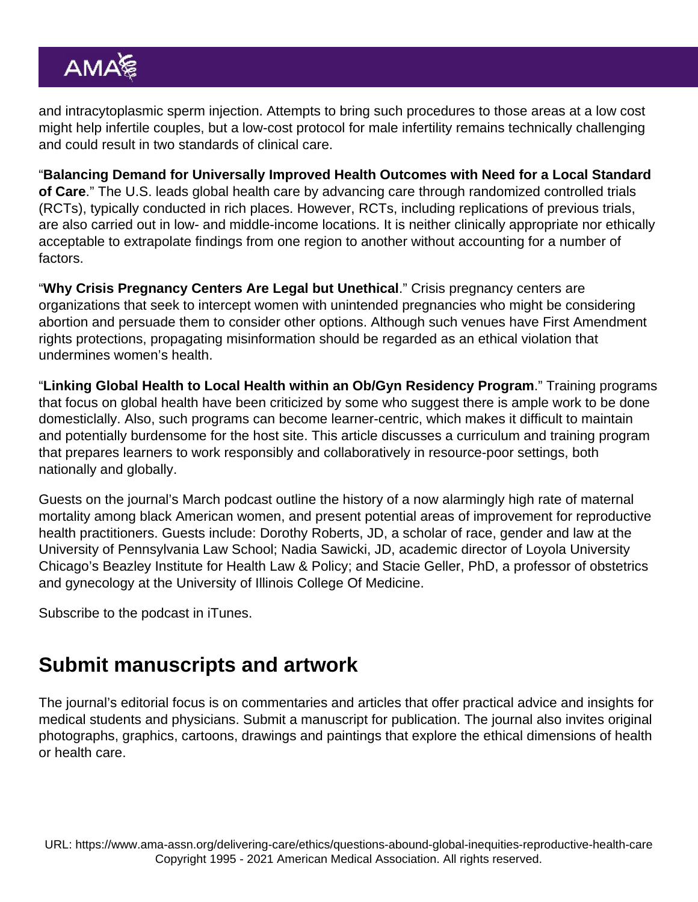and intracytoplasmic sperm injection. Attempts to bring such procedures to those areas at a low cost might help infertile couples, but a low-cost protocol for male infertility remains technically challenging and could result in two standards of clinical care.

"**Balancing Demand for Universally Improved Health Outcomes with Need for a Local Standard of Care**." The U.S. leads global health care by advancing care through randomized controlled trials (RCTs), typically conducted in rich places. However, RCTs, including replications of previous trials, are also carried out in low- and middle-income locations. It is neither clinically appropriate nor ethically acceptable to extrapolate findings from one region to another without accounting for a number of factors.

"**Why Crisis Pregnancy Centers Are Legal but Unethical**." Crisis pregnancy centers are organizations that seek to intercept women with unintended pregnancies who might be considering abortion and persuade them to consider other options. Although such venues have First Amendment rights protections, propagating misinformation should be regarded as an ethical violation that undermines women's health.

"**Linking Global Health to Local Health within an Ob/Gyn Residency Program**." Training programs that focus on global health have been criticized by some who suggest there is ample work to be done domesticlally. Also, such programs can become learner-centric, which makes it difficult to maintain and potentially burdensome for the host site. This article discusses a curriculum and training program that prepares learners to work responsibly and collaboratively in resource-poor settings, both nationally and globally.

Guests on the journal's March podcast outline the history of a now alarmingly high rate of maternal mortality among black American women, and present potential areas of improvement for reproductive health practitioners. Guests include: Dorothy Roberts, JD, a scholar of race, gender and law at the University of Pennsylvania Law School; Nadia Sawicki, JD, academic director of Loyola University Chicago's Beazley Institute for Health Law & Policy; and Stacie Geller, PhD, a professor of obstetrics and gynecology at the University of Illinois College Of Medicine.

Subscribe to the podcast in iTunes.

## Submit manuscripts and artwork

The journal's editorial focus is on commentaries and articles that offer practical advice and insights for medical students and physicians. Submit a manuscript for publication. The journal also invites original photographs, graphics, cartoons, drawings and paintings that explore the ethical dimensions of health or health care.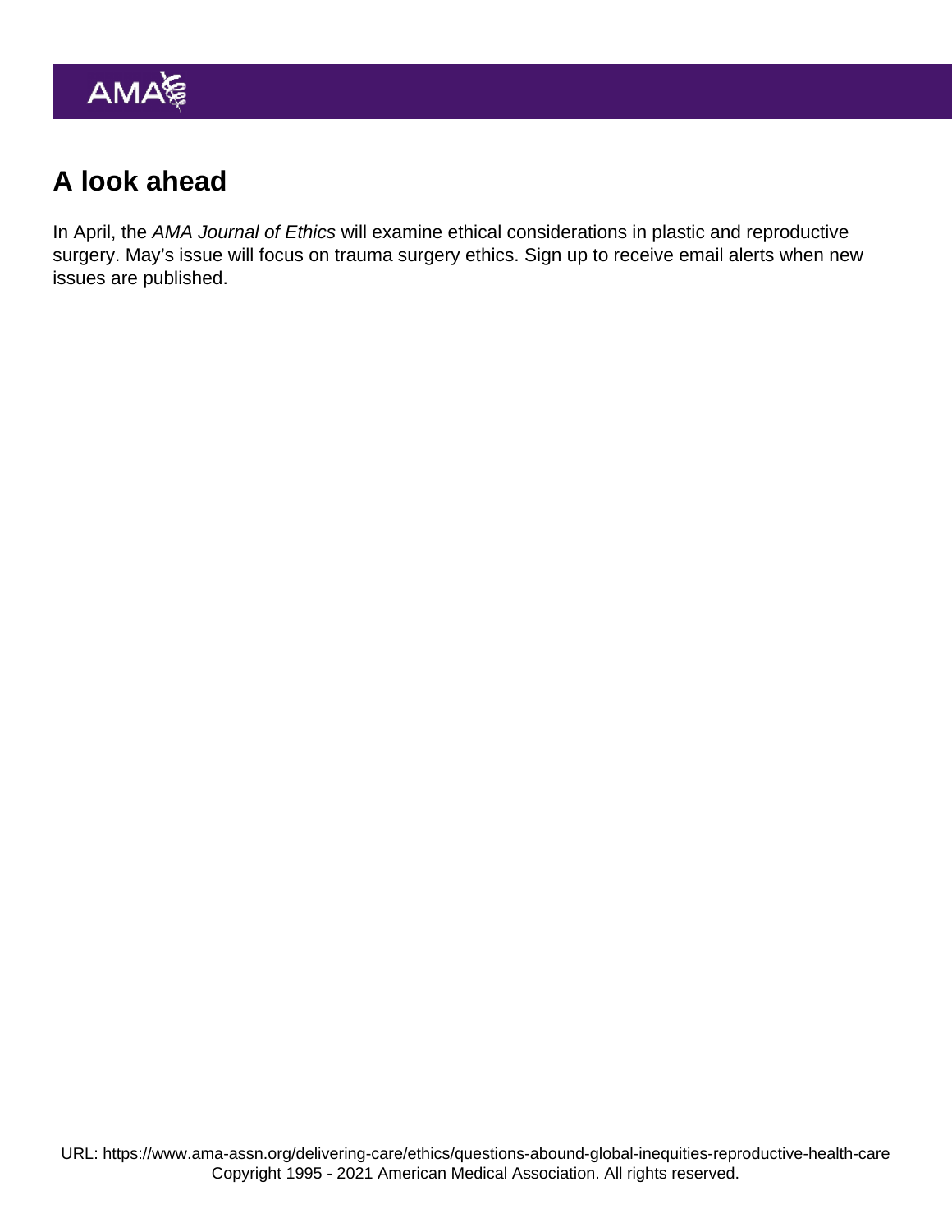## A look ahead

In April, the *AMA Journal of Ethics* will examine ethical considerations in plastic and reproductive surgery. May's issue will focus on trauma surgery ethics. Sign up to receive email alerts when new issues are published.